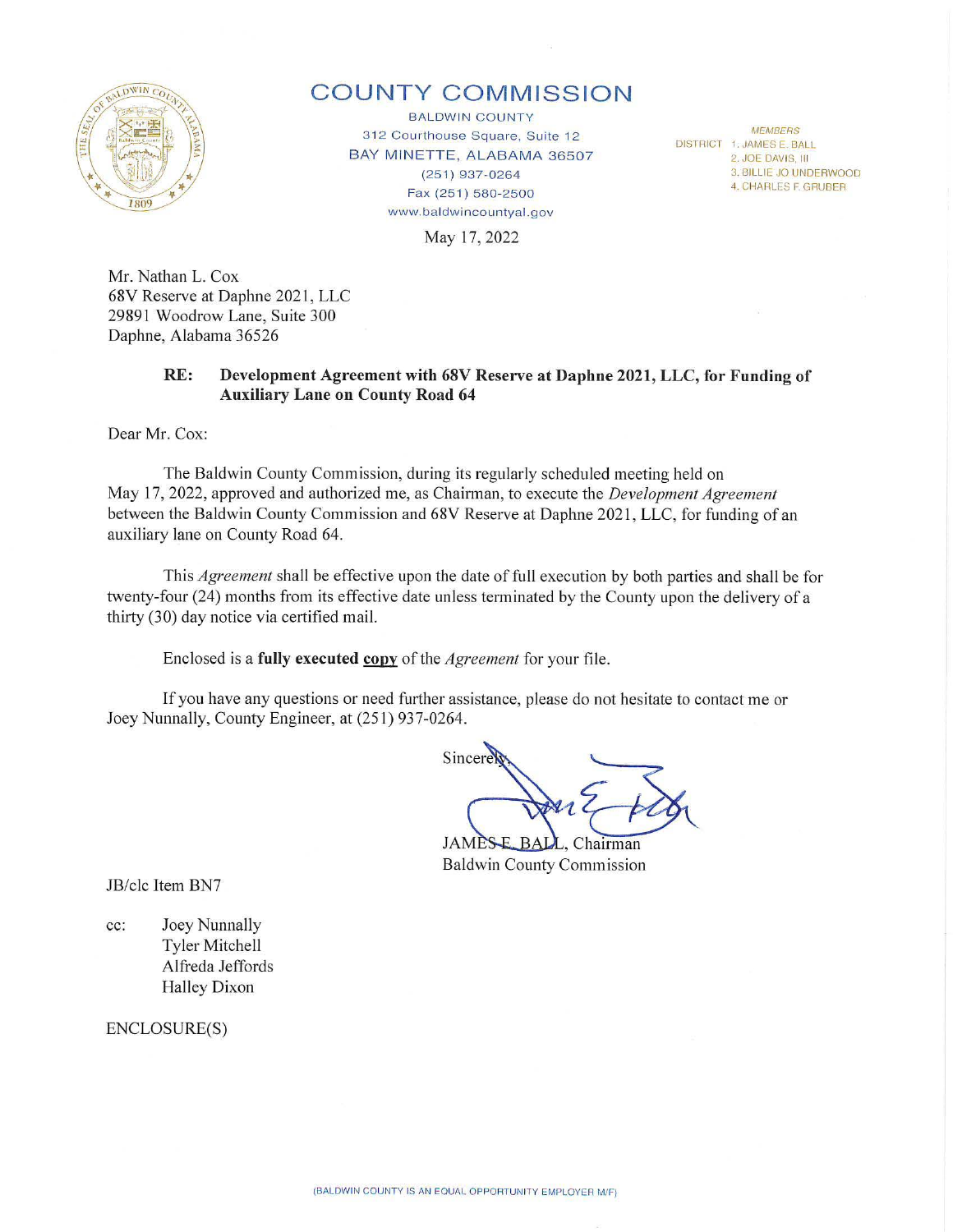# COUNTY COMMISSION

BALDWIN COUNTY
312 Courthouse Square, Suite 12
BAY MINETTE, ALABAMA 36507
(251) 937-0264
Fax (251) 580-2500
www.baldwincountyal.gov

MEMBERS
DISTRICT 1. JAMES E. BALL
2. JOE DAVIS, III
3. BILLIE JO UNDERWOOD
4. CHARLES F. GRUBER

May 17, 2022

Mr. Nathan L. Cox
68V Reserve at Daphne 2021, LLC
29891 Woodrow Lane, Suite 300
Daphne, Alabama 36526

**RE: Development Agreement with 68V Reserve at Daphne 2021, LLC, for Funding of Auxiliary Lane on County Road 64**

Dear Mr. Cox:

The Baldwin County Commission, during its regularly scheduled meeting held on May 17, 2022, approved and authorized me, as Chairman, to execute the *Development Agreement* between the Baldwin County Commission and 68V Reserve at Daphne 2021, LLC, for funding of an auxiliary lane on County Road 64.

This *Agreement* shall be effective upon the date of full execution by both parties and shall be for twenty-four (24) months from its effective date unless terminated by the County upon the delivery of a thirty (30) day notice via certified mail.

Enclosed is a **fully executed copy** of the *Agreement* for your file.

If you have any questions or need further assistance, please do not hesitate to contact me or Joey Nunnally, County Engineer, at (251) 937-0264.

Sincerely,

JAMES E. BALL, Chairman
Baldwin County Commission

JB/clc Item BN7

cc: Joey Nunnally
Tyler Mitchell
Alfreda Jeffords
Halley Dixon

ENCLOSURE(S)

(BALDWIN COUNTY IS AN EQUAL OPPORTUNITY EMPLOYER M/F)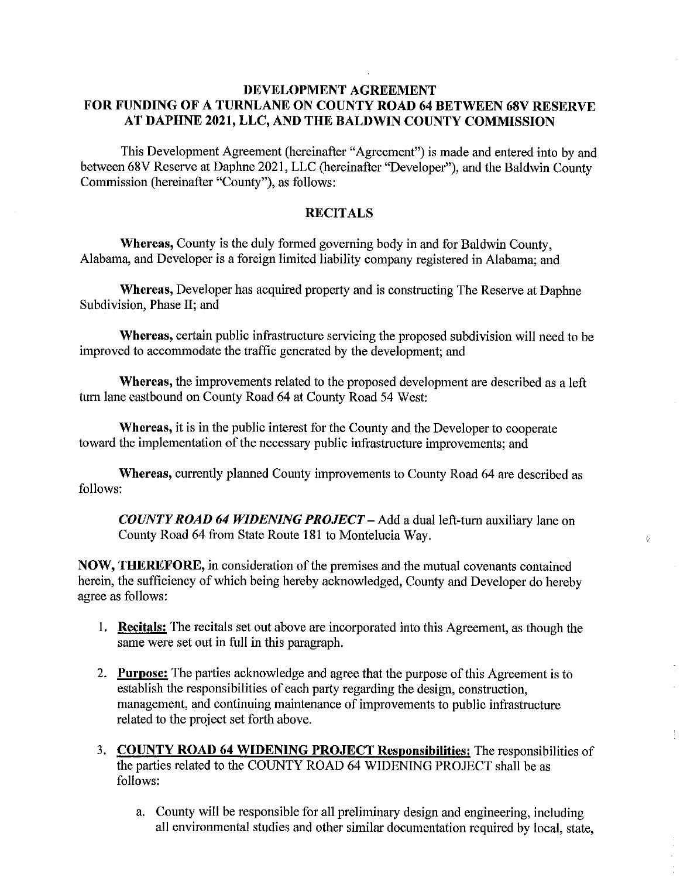## DEVELOPMENT AGREEMENT FOR FUNDING OF A TURNLANE ON COUNTY ROAD 64 BETWEEN 68V RESERVE AT DAPHNE 2021, LLC, AND THE BALDWIN COUNTY COMMISSION

This Development Agreement (hereinafter "Agreement") is made and entered into by and between 68V Reserve at Daphne 2021, LLC (hereinafter "Developer"), and the Baldwin County Commission (hereinafter "County"), as follows:

### RECITALS

**Whereas,** County is the duly formed governing body in and for Baldwin County, Alabama, and Developer is a foreign limited liability company registered in Alabama; and

**Whereas,** Developer has acquired property and is constructing The Reserve at Daphne Subdivision, Phase II; and

**Whereas,** certain public infrastructure servicing the proposed subdivision will need to be improved to accommodate the traffic generated by the development; and

**Whereas,** the improvements related to the proposed development are described as a left turn lane eastbound on County Road 64 at County Road 54 West:

**Whereas,** it is in the public interest for the County and the Developer to cooperate toward the implementation of the necessary public infrastructure improvements; and

**Whereas,** currently planned County improvements to County Road 64 are described as follows:

***COUNTY ROAD 64 WIDENING PROJECT*** – Add a dual left-turn auxiliary lane on County Road 64 from State Route 181 to Montelucia Way.

**NOW, THEREFORE,** in consideration of the premises and the mutual covenants contained herein, the sufficiency of which being hereby acknowledged, County and Developer do hereby agree as follows:

1. **Recitals:** The recitals set out above are incorporated into this Agreement, as though the same were set out in full in this paragraph.

2. **Purpose:** The parties acknowledge and agree that the purpose of this Agreement is to establish the responsibilities of each party regarding the design, construction, management, and continuing maintenance of improvements to public infrastructure related to the project set forth above.

3. **COUNTY ROAD 64 WIDENING PROJECT Responsibilities:** The responsibilities of the parties related to the COUNTY ROAD 64 WIDENING PROJECT shall be as follows:

   a. County will be responsible for all preliminary design and engineering, including all environmental studies and other similar documentation required by local, state,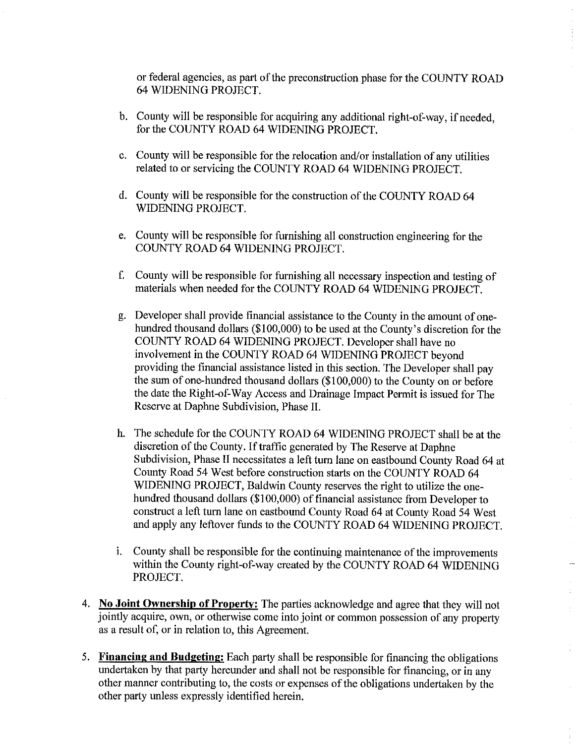or federal agencies, as part of the preconstruction phase for the COUNTY ROAD 64 WIDENING PROJECT.

b. County will be responsible for acquiring any additional right-of-way, if needed, for the COUNTY ROAD 64 WIDENING PROJECT.

c. County will be responsible for the relocation and/or installation of any utilities related to or servicing the COUNTY ROAD 64 WIDENING PROJECT.

d. County will be responsible for the construction of the COUNTY ROAD 64 WIDENING PROJECT.

e. County will be responsible for furnishing all construction engineering for the COUNTY ROAD 64 WIDENING PROJECT.

f. County will be responsible for furnishing all necessary inspection and testing of materials when needed for the COUNTY ROAD 64 WIDENING PROJECT.

g. Developer shall provide financial assistance to the County in the amount of one-hundred thousand dollars ($100,000) to be used at the County's discretion for the COUNTY ROAD 64 WIDENING PROJECT. Developer shall have no involvement in the COUNTY ROAD 64 WIDENING PROJECT beyond providing the financial assistance listed in this section. The Developer shall pay the sum of one-hundred thousand dollars ($100,000) to the County on or before the date the Right-of-Way Access and Drainage Impact Permit is issued for The Reserve at Daphne Subdivision, Phase II.

h. The schedule for the COUNTY ROAD 64 WIDENING PROJECT shall be at the discretion of the County. If traffic generated by The Reserve at Daphne Subdivision, Phase II necessitates a left turn lane on eastbound County Road 64 at County Road 54 West before construction starts on the COUNTY ROAD 64 WIDENING PROJECT, Baldwin County reserves the right to utilize the one-hundred thousand dollars ($100,000) of financial assistance from Developer to construct a left turn lane on eastbound County Road 64 at County Road 54 West and apply any leftover funds to the COUNTY ROAD 64 WIDENING PROJECT.

i. County shall be responsible for the continuing maintenance of the improvements within the County right-of-way created by the COUNTY ROAD 64 WIDENING PROJECT.

4. **No Joint Ownership of Property:** The parties acknowledge and agree that they will not jointly acquire, own, or otherwise come into joint or common possession of any property as a result of, or in relation to, this Agreement.

5. **Financing and Budgeting:** Each party shall be responsible for financing the obligations undertaken by that party hereunder and shall not be responsible for financing, or in any other manner contributing to, the costs or expenses of the obligations undertaken by the other party unless expressly identified herein.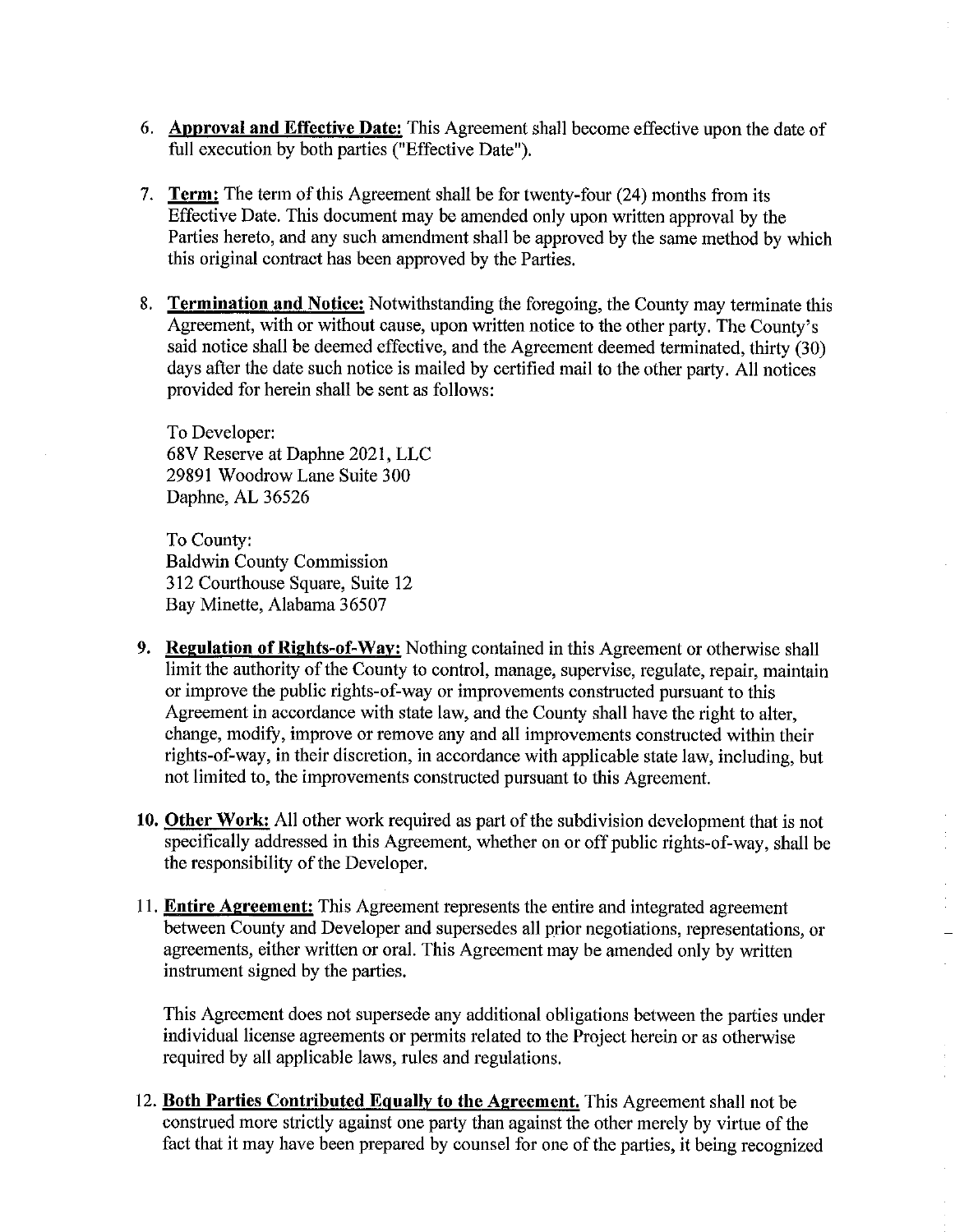6. **Approval and Effective Date:** This Agreement shall become effective upon the date of full execution by both parties ("Effective Date").

7. **Term:** The term of this Agreement shall be for twenty-four (24) months from its Effective Date. This document may be amended only upon written approval by the Parties hereto, and any such amendment shall be approved by the same method by which this original contract has been approved by the Parties.

8. **Termination and Notice:** Notwithstanding the foregoing, the County may terminate this Agreement, with or without cause, upon written notice to the other party. The County's said notice shall be deemed effective, and the Agreement deemed terminated, thirty (30) days after the date such notice is mailed by certified mail to the other party. All notices provided for herein shall be sent as follows:

   To Developer:
   68V Reserve at Daphne 2021, LLC
   29891 Woodrow Lane Suite 300
   Daphne, AL 36526

   To County:
   Baldwin County Commission
   312 Courthouse Square, Suite 12
   Bay Minette, Alabama 36507

9. **Regulation of Rights-of-Way:** Nothing contained in this Agreement or otherwise shall limit the authority of the County to control, manage, supervise, regulate, repair, maintain or improve the public rights-of-way or improvements constructed pursuant to this Agreement in accordance with state law, and the County shall have the right to alter, change, modify, improve or remove any and all improvements constructed within their rights-of-way, in their discretion, in accordance with applicable state law, including, but not limited to, the improvements constructed pursuant to this Agreement.

10. **Other Work:** All other work required as part of the subdivision development that is not specifically addressed in this Agreement, whether on or off public rights-of-way, shall be the responsibility of the Developer.

11. **Entire Agreement:** This Agreement represents the entire and integrated agreement between County and Developer and supersedes all prior negotiations, representations, or agreements, either written or oral. This Agreement may be amended only by written instrument signed by the parties.

    This Agreement does not supersede any additional obligations between the parties under individual license agreements or permits related to the Project herein or as otherwise required by all applicable laws, rules and regulations.

12. **Both Parties Contributed Equally to the Agreement.** This Agreement shall not be construed more strictly against one party than against the other merely by virtue of the fact that it may have been prepared by counsel for one of the parties, it being recognized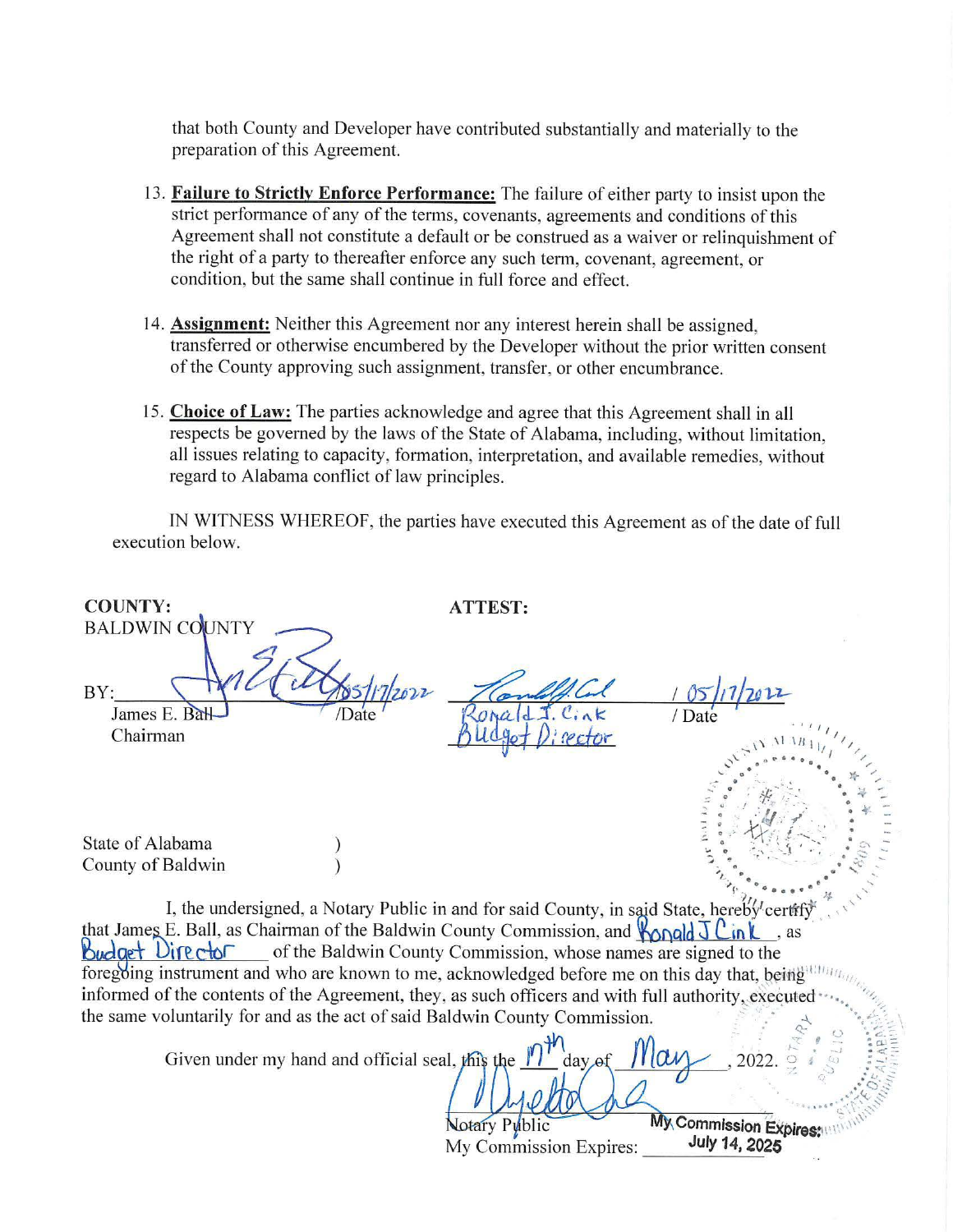that both County and Developer have contributed substantially and materially to the preparation of this Agreement.

13. **Failure to Strictly Enforce Performance:** The failure of either party to insist upon the strict performance of any of the terms, covenants, agreements and conditions of this Agreement shall not constitute a default or be construed as a waiver or relinquishment of the right of a party to thereafter enforce any such term, covenant, agreement, or condition, but the same shall continue in full force and effect.

14. **Assignment:** Neither this Agreement nor any interest herein shall be assigned, transferred or otherwise encumbered by the Developer without the prior written consent of the County approving such assignment, transfer, or other encumbrance.

15. **Choice of Law:** The parties acknowledge and agree that this Agreement shall in all respects be governed by the laws of the State of Alabama, including, without limitation, all issues relating to capacity, formation, interpretation, and available remedies, without regard to Alabama conflict of law principles.

IN WITNESS WHEREOF, the parties have executed this Agreement as of the date of full execution below.

**COUNTY:**
BALDWIN COUNTY

BY: _[signature]_ / 05/17/2022
James E. Ball /Date
Chairman

**ATTEST:**

_[signature]_ / 05/17/2022
Ronald J. Cink / Date
Budget Director

State of Alabama )
County of Baldwin )

I, the undersigned, a Notary Public in and for said County, in said State, hereby certify that James E. Ball, as Chairman of the Baldwin County Commission, and Ronald J Cink, as Budget Director of the Baldwin County Commission, whose names are signed to the foregoing instrument and who are known to me, acknowledged before me on this day that, being informed of the contents of the Agreement, they, as such officers and with full authority, executed the same voluntarily for and as the act of said Baldwin County Commission.

Given under my hand and official seal, this the 17th day of May, 2022.

_[signature]_
Notary Public
My Commission Expires: July 14, 2025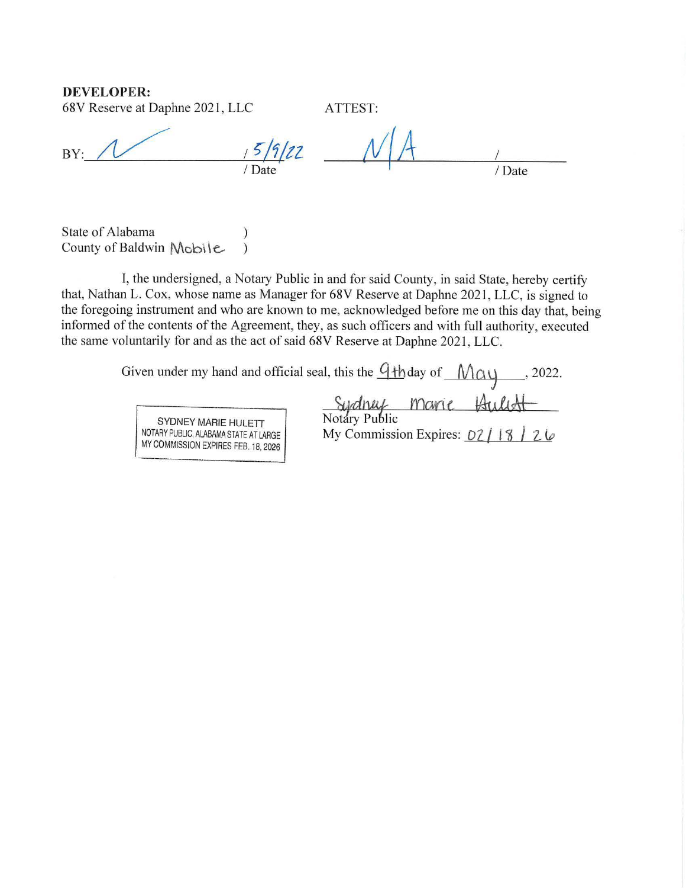**DEVELOPER:**
68V Reserve at Daphne 2021, LLC

ATTEST:

BY: ______________________ / 5/9/22
/ Date

N/A ______________________ /
/ Date

State of Alabama )
County of ~~Baldwin~~ Mobile )

I, the undersigned, a Notary Public in and for said County, in said State, hereby certify that, Nathan L. Cox, whose name as Manager for 68V Reserve at Daphne 2021, LLC, is signed to the foregoing instrument and who are known to me, acknowledged before me on this day that, being informed of the contents of the Agreement, they, as such officers and with full authority, executed the same voluntarily for and as the act of said 68V Reserve at Daphne 2021, LLC.

Given under my hand and official seal, this the 9th day of May, 2022.

SYDNEY MARIE HULETT
NOTARY PUBLIC, ALABAMA STATE AT LARGE
MY COMMISSION EXPIRES FEB. 18, 2026

Sydney Marie Hulett
Notary Public
My Commission Expires: 02/18/26